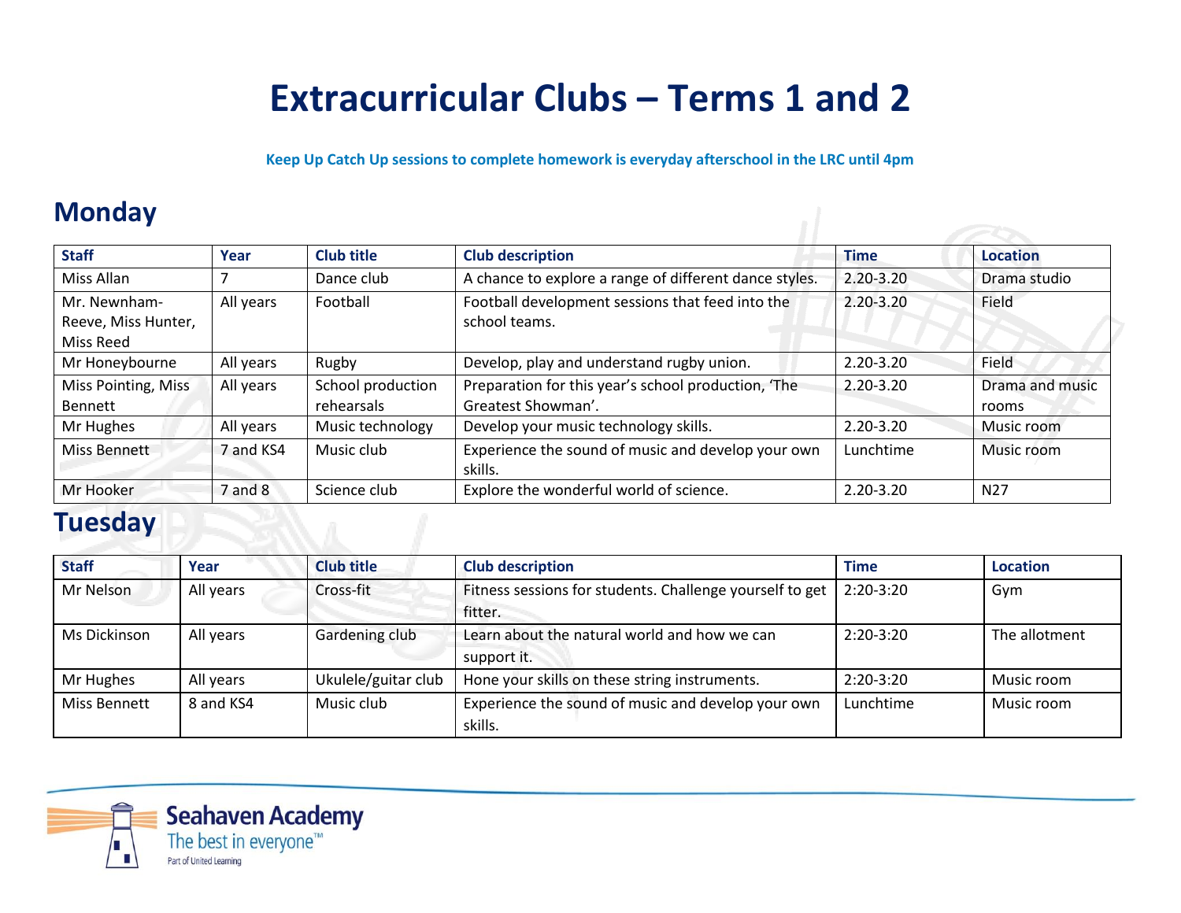# Extracurricular Clubs – Terms 1 and 2

**Keep Up Catch Up sessions to complete homework is everyday afterschool in the LRC until 4pm**

## Monday

| Staff | Year | Club title | Club description | Time | Location |
|---|---|---|---|---|---|
| Miss Allan | 7 | Dance club | A chance to explore a range of different dance styles. | 2.20-3.20 | Drama studio |
| Mr. Newnham-Reeve, Miss Hunter, Miss Reed | All years | Football | Football development sessions that feed into the school teams. | 2.20-3.20 | Field |
| Mr Honeybourne | All years | Rugby | Develop, play and understand rugby union. | 2.20-3.20 | Field |
| Miss Pointing, Miss Bennett | All years | School production rehearsals | Preparation for this year's school production, 'The Greatest Showman'. | 2.20-3.20 | Drama and music rooms |
| Mr Hughes | All years | Music technology | Develop your music technology skills. | 2.20-3.20 | Music room |
| Miss Bennett | 7 and KS4 | Music club | Experience the sound of music and develop your own skills. | Lunchtime | Music room |
| Mr Hooker | 7 and 8 | Science club | Explore the wonderful world of science. | 2.20-3.20 | N27 |

## Tuesday

| Staff | Year | Club title | Club description | Time | Location |
|---|---|---|---|---|---|
| Mr Nelson | All years | Cross-fit | Fitness sessions for students. Challenge yourself to get fitter. | 2:20-3:20 | Gym |
| Ms Dickinson | All years | Gardening club | Learn about the natural world and how we can support it. | 2:20-3:20 | The allotment |
| Mr Hughes | All years | Ukulele/guitar club | Hone your skills on these string instruments. | 2:20-3:20 | Music room |
| Miss Bennett | 8 and KS4 | Music club | Experience the sound of music and develop your own skills. | Lunchtime | Music room |

Seahaven Academy
The best in everyone™
Part of United Learning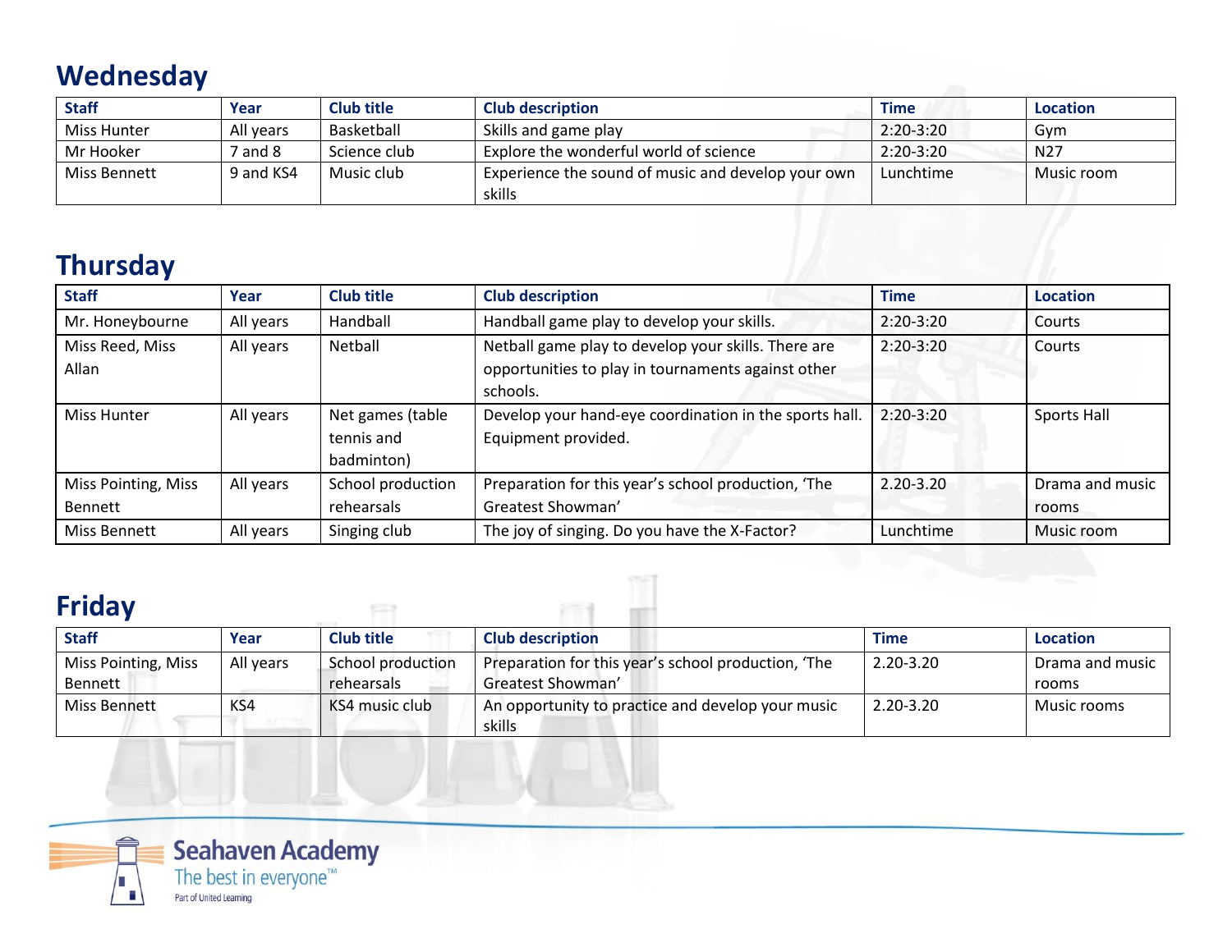## Wednesday

| Staff | Year | Club title | Club description | Time | Location |
|---|---|---|---|---|---|
| Miss Hunter | All years | Basketball | Skills and game play | 2:20-3:20 | Gym |
| Mr Hooker | 7 and 8 | Science club | Explore the wonderful world of science | 2:20-3:20 | N27 |
| Miss Bennett | 9 and KS4 | Music club | Experience the sound of music and develop your own skills | Lunchtime | Music room |

## Thursday

| Staff | Year | Club title | Club description | Time | Location |
|---|---|---|---|---|---|
| Mr. Honeybourne | All years | Handball | Handball game play to develop your skills. | 2:20-3:20 | Courts |
| Miss Reed, Miss Allan | All years | Netball | Netball game play to develop your skills. There are opportunities to play in tournaments against other schools. | 2:20-3:20 | Courts |
| Miss Hunter | All years | Net games (table tennis and badminton) | Develop your hand-eye coordination in the sports hall. Equipment provided. | 2:20-3:20 | Sports Hall |
| Miss Pointing, Miss Bennett | All years | School production rehearsals | Preparation for this year's school production, 'The Greatest Showman' | 2.20-3.20 | Drama and music rooms |
| Miss Bennett | All years | Singing club | The joy of singing. Do you have the X-Factor? | Lunchtime | Music room |

## Friday

| Staff | Year | Club title | Club description | Time | Location |
|---|---|---|---|---|---|
| Miss Pointing, Miss Bennett | All years | School production rehearsals | Preparation for this year's school production, 'The Greatest Showman' | 2.20-3.20 | Drama and music rooms |
| Miss Bennett | KS4 | KS4 music club | An opportunity to practice and develop your music skills | 2.20-3.20 | Music rooms |

Seahaven Academy
The best in everyone™
Part of United Learning